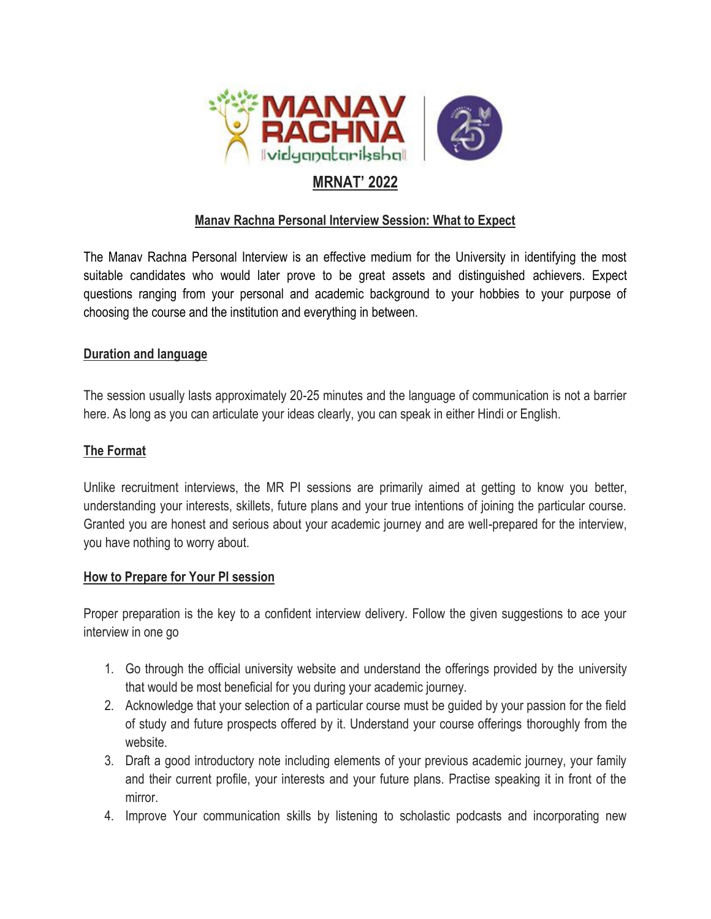# MRNAT' 2022

## Manav Rachna Personal Interview Session: What to Expect

The Manav Rachna Personal Interview is an effective medium for the University in identifying the most suitable candidates who would later prove to be great assets and distinguished achievers. Expect questions ranging from your personal and academic background to your hobbies to your purpose of choosing the course and the institution and everything in between.

### Duration and language

The session usually lasts approximately 20-25 minutes and the language of communication is not a barrier here. As long as you can articulate your ideas clearly, you can speak in either Hindi or English.

### The Format

Unlike recruitment interviews, the MR PI sessions are primarily aimed at getting to know you better, understanding your interests, skillets, future plans and your true intentions of joining the particular course. Granted you are honest and serious about your academic journey and are well-prepared for the interview, you have nothing to worry about.

### How to Prepare for Your PI session

Proper preparation is the key to a confident interview delivery. Follow the given suggestions to ace your interview in one go

1. Go through the official university website and understand the offerings provided by the university that would be most beneficial for you during your academic journey.
2. Acknowledge that your selection of a particular course must be guided by your passion for the field of study and future prospects offered by it. Understand your course offerings thoroughly from the website.
3. Draft a good introductory note including elements of your previous academic journey, your family and their current profile, your interests and your future plans. Practise speaking it in front of the mirror.
4. Improve Your communication skills by listening to scholastic podcasts and incorporating new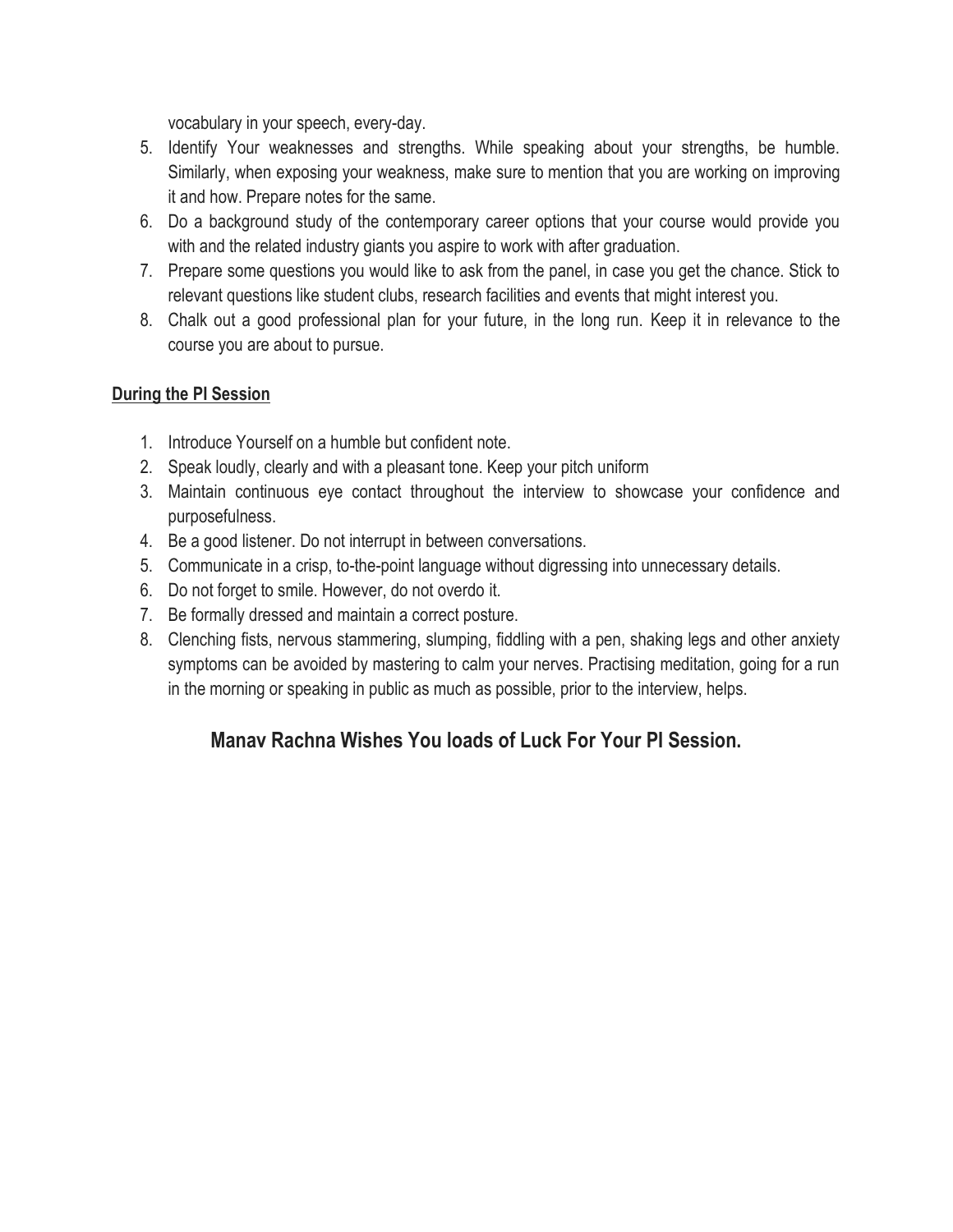vocabulary in your speech, every-day.

5. Identify Your weaknesses and strengths. While speaking about your strengths, be humble. Similarly, when exposing your weakness, make sure to mention that you are working on improving it and how. Prepare notes for the same.
6. Do a background study of the contemporary career options that your course would provide you with and the related industry giants you aspire to work with after graduation.
7. Prepare some questions you would like to ask from the panel, in case you get the chance. Stick to relevant questions like student clubs, research facilities and events that might interest you.
8. Chalk out a good professional plan for your future, in the long run. Keep it in relevance to the course you are about to pursue.

**<u>During the PI Session</u>**

1. Introduce Yourself on a humble but confident note.
2. Speak loudly, clearly and with a pleasant tone. Keep your pitch uniform
3. Maintain continuous eye contact throughout the interview to showcase your confidence and purposefulness.
4. Be a good listener. Do not interrupt in between conversations.
5. Communicate in a crisp, to-the-point language without digressing into unnecessary details.
6. Do not forget to smile. However, do not overdo it.
7. Be formally dressed and maintain a correct posture.
8. Clenching fists, nervous stammering, slumping, fiddling with a pen, shaking legs and other anxiety symptoms can be avoided by mastering to calm your nerves. Practising meditation, going for a run in the morning or speaking in public as much as possible, prior to the interview, helps.

## Manav Rachna Wishes You loads of Luck For Your PI Session.